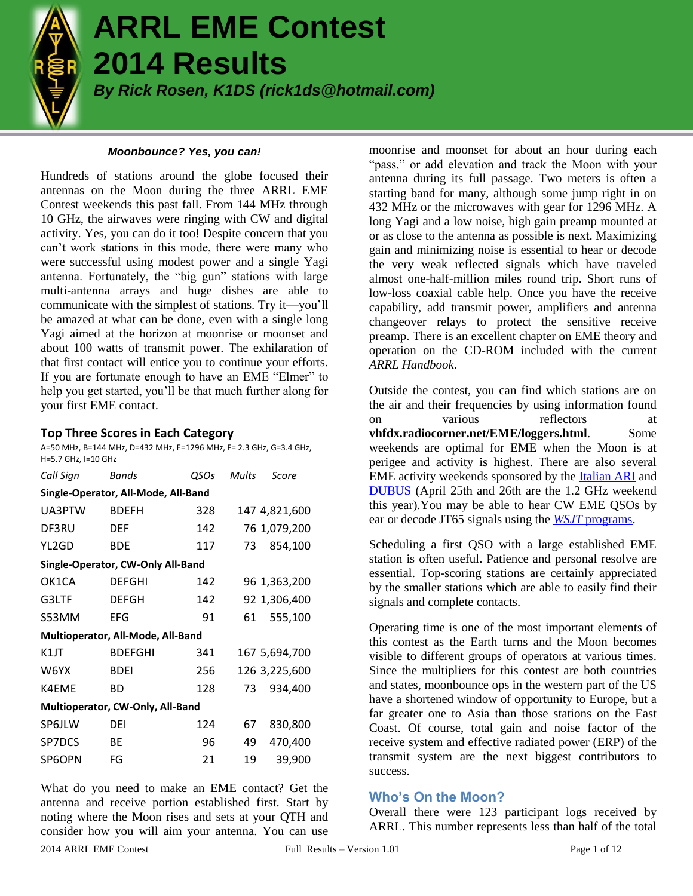# ARRL EME Contest 2014 Results

***By Rick Rosen, K1DS (rick1ds@hotmail.com)***

***Moonbounce? Yes, you can!***

Hundreds of stations around the globe focused their antennas on the Moon during the three ARRL EME Contest weekends this past fall. From 144 MHz through 10 GHz, the airwaves were ringing with CW and digital activity. Yes, you can do it too! Despite concern that you can't work stations in this mode, there were many who were successful using modest power and a single Yagi antenna. Fortunately, the "big gun" stations with large multi-antenna arrays and huge dishes are able to communicate with the simplest of stations. Try it—you'll be amazed at what can be done, even with a single long Yagi aimed at the horizon at moonrise or moonset and about 100 watts of transmit power. The exhilaration of that first contact will entice you to continue your efforts. If you are fortunate enough to have an EME "Elmer" to help you get started, you'll be that much further along for your first EME contact.

## Top Three Scores in Each Category

A=50 MHz, B=144 MHz, D=432 MHz, E=1296 MHz, F= 2.3 GHz, G=3.4 GHz, H=5.7 GHz, I=10 GHz

| *Call Sign* | *Bands* | *QSOs* | *Mults* | *Score* |
|---|---|---|---|---|
| **Single-Operator, All-Mode, All-Band** | | | | |
| UA3PTW | BDEFH | 328 | 147 | 4,821,600 |
| DF3RU | DEF | 142 | 76 | 1,079,200 |
| YL2GD | BDE | 117 | 73 | 854,100 |
| **Single-Operator, CW-Only All-Band** | | | | |
| OK1CA | DEFGHI | 142 | 96 | 1,363,200 |
| G3LTF | DEFGH | 142 | 92 | 1,306,400 |
| S53MM | EFG | 91 | 61 | 555,100 |
| **Multioperator, All-Mode, All-Band** | | | | |
| K1JT | BDEFGHI | 341 | 167 | 5,694,700 |
| W6YX | BDEI | 256 | 126 | 3,225,600 |
| K4EME | BD | 128 | 73 | 934,400 |
| **Multioperator, CW-Only, All-Band** | | | | |
| SP6JLW | DEI | 124 | 67 | 830,800 |
| SP7DCS | BE | 96 | 49 | 470,400 |
| SP6OPN | FG | 21 | 19 | 39,900 |

What do you need to make an EME contact? Get the antenna and receive portion established first. Start by noting where the Moon rises and sets at your QTH and consider how you will aim your antenna. You can use moonrise and moonset for about an hour during each "pass," or add elevation and track the Moon with your antenna during its full passage. Two meters is often a starting band for many, although some jump right in on 432 MHz or the microwaves with gear for 1296 MHz. A long Yagi and a low noise, high gain preamp mounted at or as close to the antenna as possible is next. Maximizing gain and minimizing noise is essential to hear or decode the very weak reflected signals which have traveled almost one-half-million miles round trip. Short runs of low-loss coaxial cable help. Once you have the receive capability, add transmit power, amplifiers and antenna changeover relays to protect the sensitive receive preamp. There is an excellent chapter on EME theory and operation on the CD-ROM included with the current *ARRL Handbook*.

Outside the contest, you can find which stations are on the air and their frequencies by using information found on various reflectors at **vhfdx.radiocorner.net/EME/loggers.html**. Some weekends are optimal for EME when the Moon is at perigee and activity is highest. There are also several EME activity weekends sponsored by the Italian ARI and DUBUS (April 25th and 26th are the 1.2 GHz weekend this year).You may be able to hear CW EME QSOs by ear or decode JT65 signals using the *WSJT* programs.

Scheduling a first QSO with a large established EME station is often useful. Patience and personal resolve are essential. Top-scoring stations are certainly appreciated by the smaller stations which are able to easily find their signals and complete contacts.

Operating time is one of the most important elements of this contest as the Earth turns and the Moon becomes visible to different groups of operators at various times. Since the multipliers for this contest are both countries and states, moonbounce ops in the western part of the US have a shortened window of opportunity to Europe, but a far greater one to Asia than those stations on the East Coast. Of course, total gain and noise factor of the receive system and effective radiated power (ERP) of the transmit system are the next biggest contributors to success.

## Who's On the Moon?

Overall there were 123 participant logs received by ARRL. This number represents less than half of the total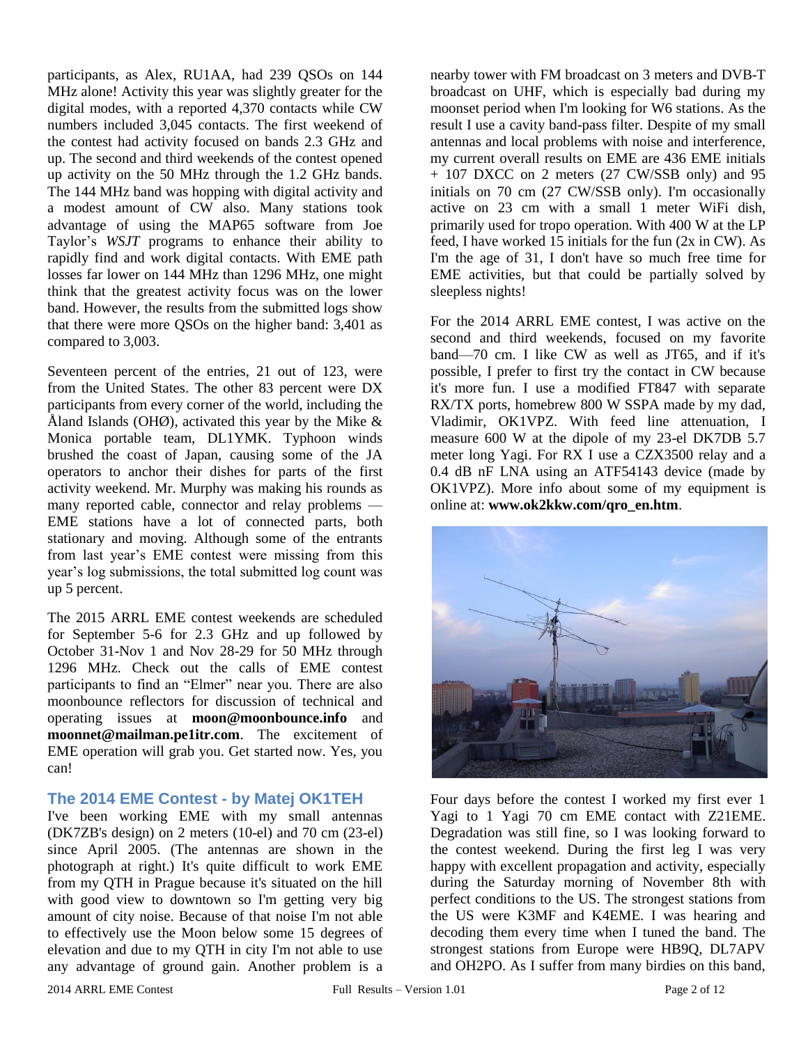participants, as Alex, RU1AA, had 239 QSOs on 144 MHz alone! Activity this year was slightly greater for the digital modes, with a reported 4,370 contacts while CW numbers included 3,045 contacts. The first weekend of the contest had activity focused on bands 2.3 GHz and up. The second and third weekends of the contest opened up activity on the 50 MHz through the 1.2 GHz bands. The 144 MHz band was hopping with digital activity and a modest amount of CW also. Many stations took advantage of using the MAP65 software from Joe Taylor's *WSJT* programs to enhance their ability to rapidly find and work digital contacts. With EME path losses far lower on 144 MHz than 1296 MHz, one might think that the greatest activity focus was on the lower band. However, the results from the submitted logs show that there were more QSOs on the higher band: 3,401 as compared to 3,003.

Seventeen percent of the entries, 21 out of 123, were from the United States. The other 83 percent were DX participants from every corner of the world, including the Åland Islands (OHØ), activated this year by the Mike & Monica portable team, DL1YMK. Typhoon winds brushed the coast of Japan, causing some of the JA operators to anchor their dishes for parts of the first activity weekend. Mr. Murphy was making his rounds as many reported cable, connector and relay problems — EME stations have a lot of connected parts, both stationary and moving. Although some of the entrants from last year's EME contest were missing from this year's log submissions, the total submitted log count was up 5 percent.

The 2015 ARRL EME contest weekends are scheduled for September 5-6 for 2.3 GHz and up followed by October 31-Nov 1 and Nov 28-29 for 50 MHz through 1296 MHz. Check out the calls of EME contest participants to find an "Elmer" near you. There are also moonbounce reflectors for discussion of technical and operating issues at **moon@moonbounce.info** and **moonnet@mailman.pe1itr.com**. The excitement of EME operation will grab you. Get started now. Yes, you can!

## The 2014 EME Contest - by Matej OK1TEH

I've been working EME with my small antennas (DK7ZB's design) on 2 meters (10-el) and 70 cm (23-el) since April 2005. (The antennas are shown in the photograph at right.) It's quite difficult to work EME from my QTH in Prague because it's situated on the hill with good view to downtown so I'm getting very big amount of city noise. Because of that noise I'm not able to effectively use the Moon below some 15 degrees of elevation and due to my QTH in city I'm not able to use any advantage of ground gain. Another problem is a nearby tower with FM broadcast on 3 meters and DVB-T broadcast on UHF, which is especially bad during my moonset period when I'm looking for W6 stations. As the result I use a cavity band-pass filter. Despite of my small antennas and local problems with noise and interference, my current overall results on EME are 436 EME initials + 107 DXCC on 2 meters (27 CW/SSB only) and 95 initials on 70 cm (27 CW/SSB only). I'm occasionally active on 23 cm with a small 1 meter WiFi dish, primarily used for tropo operation. With 400 W at the LP feed, I have worked 15 initials for the fun (2x in CW). As I'm the age of 31, I don't have so much free time for EME activities, but that could be partially solved by sleepless nights!

For the 2014 ARRL EME contest, I was active on the second and third weekends, focused on my favorite band—70 cm. I like CW as well as JT65, and if it's possible, I prefer to first try the contact in CW because it's more fun. I use a modified FT847 with separate RX/TX ports, homebrew 800 W SSPA made by my dad, Vladimir, OK1VPZ. With feed line attenuation, I measure 600 W at the dipole of my 23-el DK7DB 5.7 meter long Yagi. For RX I use a CZX3500 relay and a 0.4 dB nF LNA using an ATF54143 device (made by OK1VPZ). More info about some of my equipment is online at: **www.ok2kkw.com/qro_en.htm**.

Four days before the contest I worked my first ever 1 Yagi to 1 Yagi 70 cm EME contact with Z21EME. Degradation was still fine, so I was looking forward to the contest weekend. During the first leg I was very happy with excellent propagation and activity, especially during the Saturday morning of November 8th with perfect conditions to the US. The strongest stations from the US were K3MF and K4EME. I was hearing and decoding them every time when I tuned the band. The strongest stations from Europe were HB9Q, DL7APV and OH2PO. As I suffer from many birdies on this band,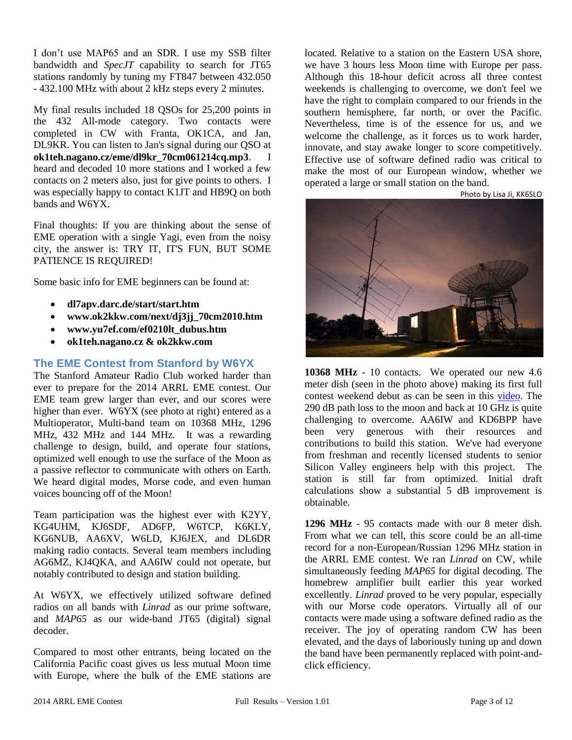I don't use MAP65 and an SDR. I use my SSB filter bandwidth and *SpecJT* capability to search for JT65 stations randomly by tuning my FT847 between 432.050 - 432.100 MHz with about 2 kHz steps every 2 minutes.

My final results included 18 QSOs for 25,200 points in the 432 All-mode category. Two contacts were completed in CW with Franta, OK1CA, and Jan, DL9KR. You can listen to Jan's signal during our QSO at **ok1teh.nagano.cz/eme/dl9kr_70cm061214cq.mp3**. I heard and decoded 10 more stations and I worked a few contacts on 2 meters also, just for give points to others. I was especially happy to contact K1JT and HB9Q on both bands and W6YX.

Final thoughts: If you are thinking about the sense of EME operation with a single Yagi, even from the noisy city, the answer is: TRY IT, IT'S FUN, BUT SOME PATIENCE IS REQUIRED!

Some basic info for EME beginners can be found at:

- **dl7apv.darc.de/start/start.htm**
- **www.ok2kkw.com/next/dj3jj_70cm2010.htm**
- **www.yu7ef.com/ef0210lt_dubus.htm**
- **ok1teh.nagano.cz & ok2kkw.com**

## The EME Contest from Stanford by W6YX

The Stanford Amateur Radio Club worked harder than ever to prepare for the 2014 ARRL EME contest. Our EME team grew larger than ever, and our scores were higher than ever. W6YX (see photo at right) entered as a Multioperator, Multi-band team on 10368 MHz, 1296 MHz, 432 MHz and 144 MHz. It was a rewarding challenge to design, build, and operate four stations, optimized well enough to use the surface of the Moon as a passive reflector to communicate with others on Earth. We heard digital modes, Morse code, and even human voices bouncing off of the Moon!

Team participation was the highest ever with K2YY, KG4UHM, KJ6SDF, AD6FP, W6TCP, K6KLY, KG6NUB, AA6XV, W6LD, KJ6JEX, and DL6DR making radio contacts. Several team members including AG6MZ, KJ4QKA, and AA6IW could not operate, but notably contributed to design and station building.

At W6YX, we effectively utilized software defined radios on all bands with *Linrad* as our prime software, and *MAP65* as our wide-band JT65 (digital) signal decoder.

Compared to most other entrants, being located on the California Pacific coast gives us less mutual Moon time with Europe, where the bulk of the EME stations are located. Relative to a station on the Eastern USA shore, we have 3 hours less Moon time with Europe per pass. Although this 18-hour deficit across all three contest weekends is challenging to overcome, we don't feel we have the right to complain compared to our friends in the southern hemisphere, far north, or over the Pacific. Nevertheless, time is of the essence for us, and we welcome the challenge, as it forces us to work harder, innovate, and stay awake longer to score competitively. Effective use of software defined radio was critical to make the most of our European window, whether we operated a large or small station on the band.

Photo by Lisa Ji, KK6SLO

**10368 MHz** - 10 contacts. We operated our new 4.6 meter dish (seen in the photo above) making its first full contest weekend debut as can be seen in this video. The 290 dB path loss to the moon and back at 10 GHz is quite challenging to overcome. AA6IW and KD6BPP have been very generous with their resources and contributions to build this station. We've had everyone from freshman and recently licensed students to senior Silicon Valley engineers help with this project. The station is still far from optimized. Initial draft calculations show a substantial 5 dB improvement is obtainable.

**1296 MHz** - 95 contacts made with our 8 meter dish. From what we can tell, this score could be an all-time record for a non-European/Russian 1296 MHz station in the ARRL EME contest. We ran *Linrad* on CW, while simultaneously feeding *MAP65* for digital decoding. The homebrew amplifier built earlier this year worked excellently. *Linrad* proved to be very popular, especially with our Morse code operators. Virtually all of our contacts were made using a software defined radio as the receiver. The joy of operating random CW has been elevated, and the days of laboriously tuning up and down the band have been permanently replaced with point-and-click efficiency.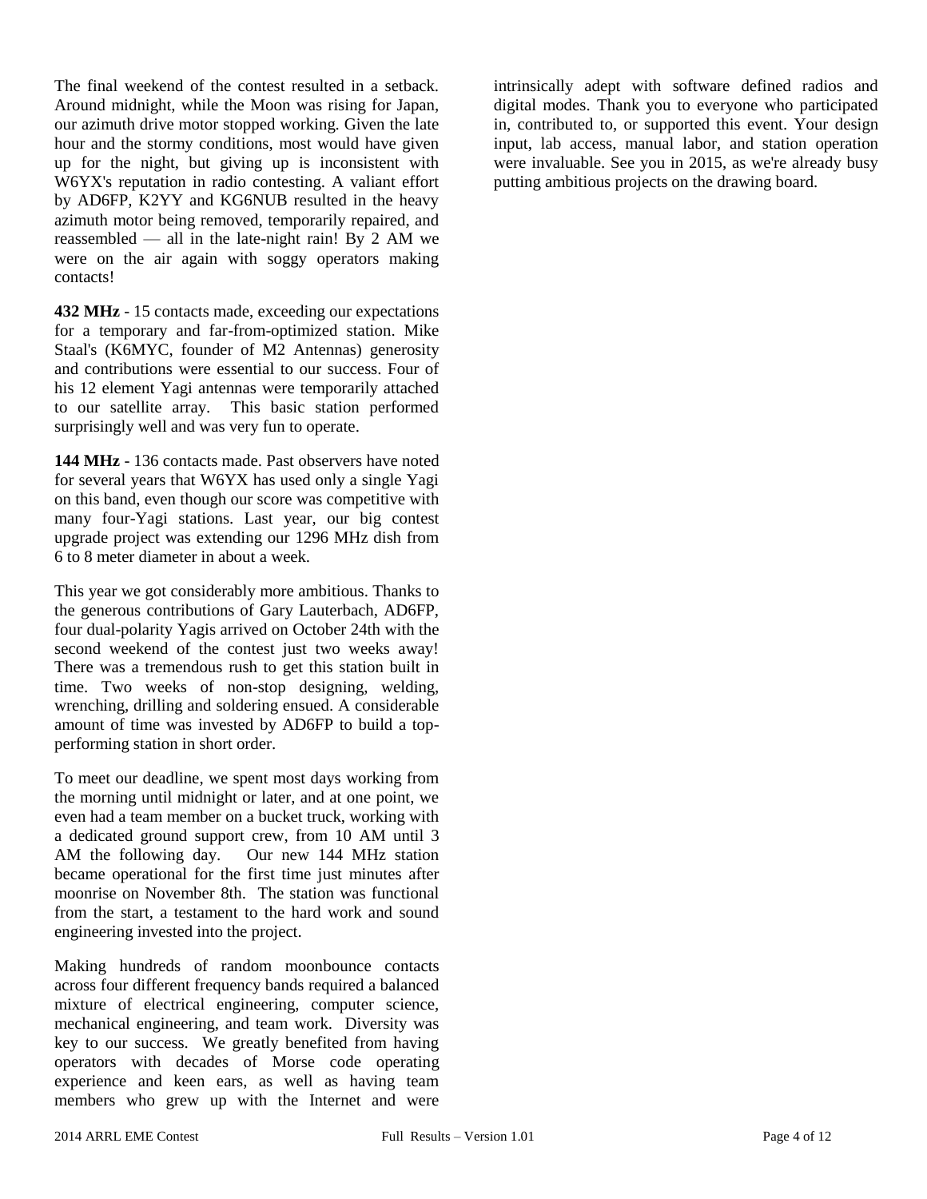The final weekend of the contest resulted in a setback. Around midnight, while the Moon was rising for Japan, our azimuth drive motor stopped working. Given the late hour and the stormy conditions, most would have given up for the night, but giving up is inconsistent with W6YX's reputation in radio contesting. A valiant effort by AD6FP, K2YY and KG6NUB resulted in the heavy azimuth motor being removed, temporarily repaired, and reassembled — all in the late-night rain! By 2 AM we were on the air again with soggy operators making contacts!

**432 MHz** - 15 contacts made, exceeding our expectations for a temporary and far-from-optimized station. Mike Staal's (K6MYC, founder of M2 Antennas) generosity and contributions were essential to our success. Four of his 12 element Yagi antennas were temporarily attached to our satellite array. This basic station performed surprisingly well and was very fun to operate.

**144 MHz** - 136 contacts made. Past observers have noted for several years that W6YX has used only a single Yagi on this band, even though our score was competitive with many four-Yagi stations. Last year, our big contest upgrade project was extending our 1296 MHz dish from 6 to 8 meter diameter in about a week.

This year we got considerably more ambitious. Thanks to the generous contributions of Gary Lauterbach, AD6FP, four dual-polarity Yagis arrived on October 24th with the second weekend of the contest just two weeks away! There was a tremendous rush to get this station built in time. Two weeks of non-stop designing, welding, wrenching, drilling and soldering ensued. A considerable amount of time was invested by AD6FP to build a top-performing station in short order.

To meet our deadline, we spent most days working from the morning until midnight or later, and at one point, we even had a team member on a bucket truck, working with a dedicated ground support crew, from 10 AM until 3 AM the following day. Our new 144 MHz station became operational for the first time just minutes after moonrise on November 8th. The station was functional from the start, a testament to the hard work and sound engineering invested into the project.

Making hundreds of random moonbounce contacts across four different frequency bands required a balanced mixture of electrical engineering, computer science, mechanical engineering, and team work. Diversity was key to our success. We greatly benefited from having operators with decades of Morse code operating experience and keen ears, as well as having team members who grew up with the Internet and were intrinsically adept with software defined radios and digital modes. Thank you to everyone who participated in, contributed to, or supported this event. Your design input, lab access, manual labor, and station operation were invaluable. See you in 2015, as we're already busy putting ambitious projects on the drawing board.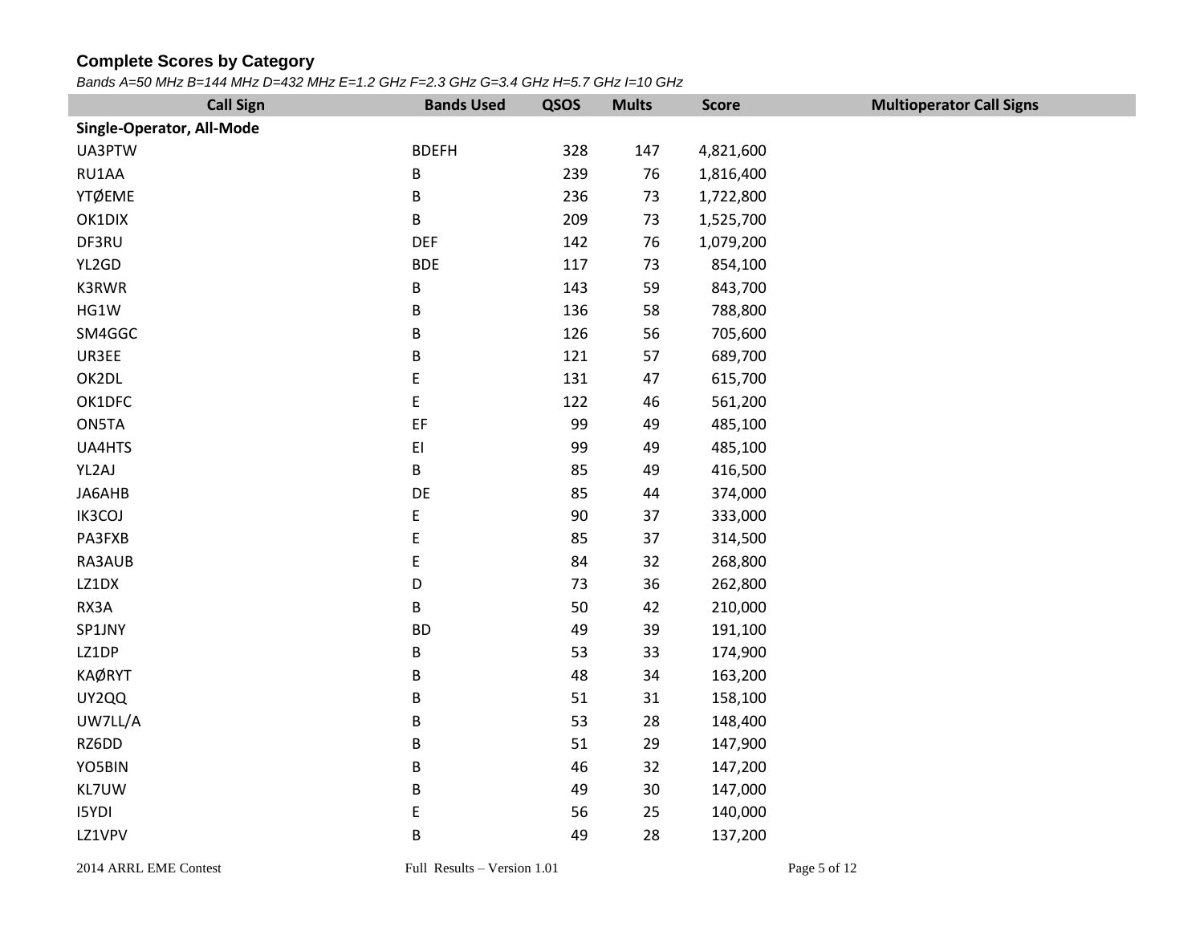### Complete Scores by Category

*Bands A=50 MHz B=144 MHz D=432 MHz E=1.2 GHz F=2.3 GHz G=3.4 GHz H=5.7 GHz I=10 GHz*

| Call Sign | Bands Used | QSOS | Mults | Score | Multioperator Call Signs |
|---|---|---|---|---|---|
| **Single-Operator, All-Mode** | | | | | |
| UA3PTW | BDEFH | 328 | 147 | 4,821,600 | |
| RU1AA | B | 239 | 76 | 1,816,400 | |
| YTØEME | B | 236 | 73 | 1,722,800 | |
| OK1DIX | B | 209 | 73 | 1,525,700 | |
| DF3RU | DEF | 142 | 76 | 1,079,200 | |
| YL2GD | BDE | 117 | 73 | 854,100 | |
| K3RWR | B | 143 | 59 | 843,700 | |
| HG1W | B | 136 | 58 | 788,800 | |
| SM4GGC | B | 126 | 56 | 705,600 | |
| UR3EE | B | 121 | 57 | 689,700 | |
| OK2DL | E | 131 | 47 | 615,700 | |
| OK1DFC | E | 122 | 46 | 561,200 | |
| ON5TA | EF | 99 | 49 | 485,100 | |
| UA4HTS | EI | 99 | 49 | 485,100 | |
| YL2AJ | B | 85 | 49 | 416,500 | |
| JA6AHB | DE | 85 | 44 | 374,000 | |
| IK3COJ | E | 90 | 37 | 333,000 | |
| PA3FXB | E | 85 | 37 | 314,500 | |
| RA3AUB | E | 84 | 32 | 268,800 | |
| LZ1DX | D | 73 | 36 | 262,800 | |
| RX3A | B | 50 | 42 | 210,000 | |
| SP1JNY | BD | 49 | 39 | 191,100 | |
| LZ1DP | B | 53 | 33 | 174,900 | |
| KAØRYT | B | 48 | 34 | 163,200 | |
| UY2QQ | B | 51 | 31 | 158,100 | |
| UW7LL/A | B | 53 | 28 | 148,400 | |
| RZ6DD | B | 51 | 29 | 147,900 | |
| YO5BIN | B | 46 | 32 | 147,200 | |
| KL7UW | B | 49 | 30 | 147,000 | |
| I5YDI | E | 56 | 25 | 140,000 | |
| LZ1VPV | B | 49 | 28 | 137,200 | |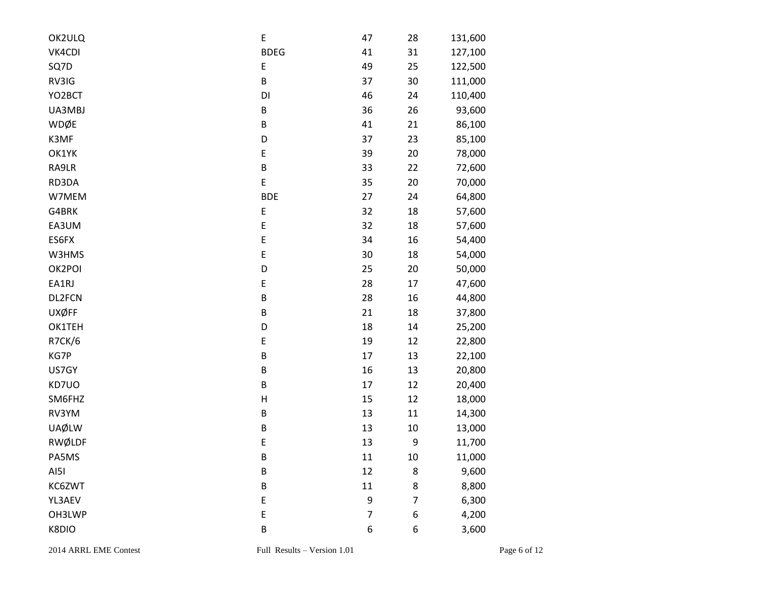| | | | | |
|---|---|---|---|---|
| OK2ULQ | E | 47 | 28 | 131,600 |
| VK4CDI | BDEG | 41 | 31 | 127,100 |
| SQ7D | E | 49 | 25 | 122,500 |
| RV3IG | B | 37 | 30 | 111,000 |
| YO2BCT | DI | 46 | 24 | 110,400 |
| UA3MBJ | B | 36 | 26 | 93,600 |
| WDØE | B | 41 | 21 | 86,100 |
| K3MF | D | 37 | 23 | 85,100 |
| OK1YK | E | 39 | 20 | 78,000 |
| RA9LR | B | 33 | 22 | 72,600 |
| RD3DA | E | 35 | 20 | 70,000 |
| W7MEM | BDE | 27 | 24 | 64,800 |
| G4BRK | E | 32 | 18 | 57,600 |
| EA3UM | E | 32 | 18 | 57,600 |
| ES6FX | E | 34 | 16 | 54,400 |
| W3HMS | E | 30 | 18 | 54,000 |
| OK2POI | D | 25 | 20 | 50,000 |
| EA1RJ | E | 28 | 17 | 47,600 |
| DL2FCN | B | 28 | 16 | 44,800 |
| UXØFF | B | 21 | 18 | 37,800 |
| OK1TEH | D | 18 | 14 | 25,200 |
| R7CK/6 | E | 19 | 12 | 22,800 |
| KG7P | B | 17 | 13 | 22,100 |
| US7GY | B | 16 | 13 | 20,800 |
| KD7UO | B | 17 | 12 | 20,400 |
| SM6FHZ | H | 15 | 12 | 18,000 |
| RV3YM | B | 13 | 11 | 14,300 |
| UAØLW | B | 13 | 10 | 13,000 |
| RWØLDF | E | 13 | 9 | 11,700 |
| PA5MS | B | 11 | 10 | 11,000 |
| AI5I | B | 12 | 8 | 9,600 |
| KC6ZWT | B | 11 | 8 | 8,800 |
| YL3AEV | E | 9 | 7 | 6,300 |
| OH3LWP | E | 7 | 6 | 4,200 |
| K8DIO | B | 6 | 6 | 3,600 |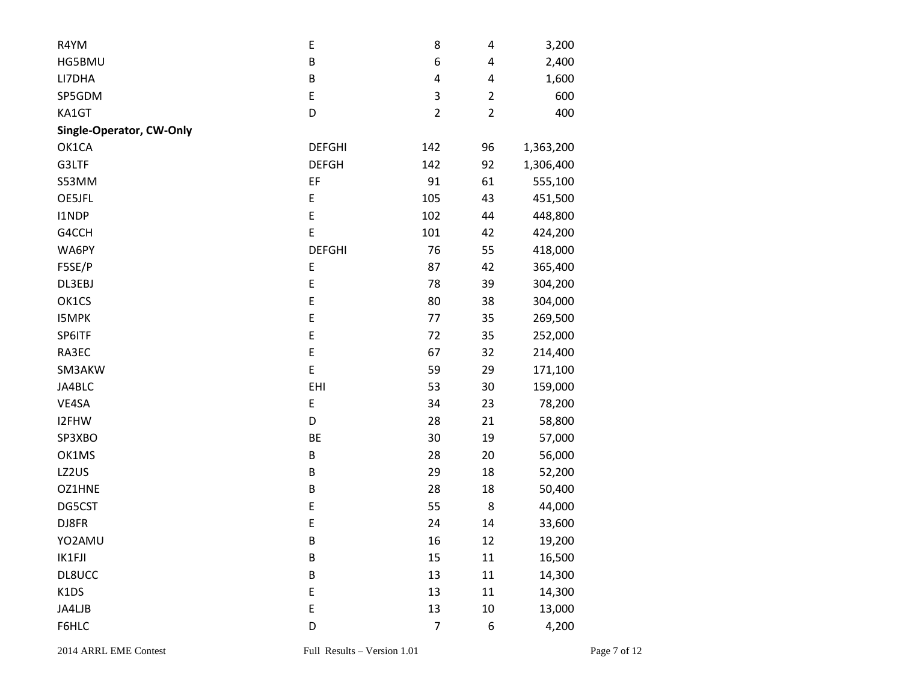| | | | | |
|---|---|---|---|---|
| R4YM | E | 8 | 4 | 3,200 |
| HG5BMU | B | 6 | 4 | 2,400 |
| LI7DHA | B | 4 | 4 | 1,600 |
| SP5GDM | E | 3 | 2 | 600 |
| KA1GT | D | 2 | 2 | 400 |

**Single-Operator, CW-Only**

| | | | | |
|---|---|---|---|---|
| OK1CA | DEFGHI | 142 | 96 | 1,363,200 |
| G3LTF | DEFGH | 142 | 92 | 1,306,400 |
| S53MM | EF | 91 | 61 | 555,100 |
| OE5JFL | E | 105 | 43 | 451,500 |
| I1NDP | E | 102 | 44 | 448,800 |
| G4CCH | E | 101 | 42 | 424,200 |
| WA6PY | DEFGHI | 76 | 55 | 418,000 |
| F5SE/P | E | 87 | 42 | 365,400 |
| DL3EBJ | E | 78 | 39 | 304,200 |
| OK1CS | E | 80 | 38 | 304,000 |
| I5MPK | E | 77 | 35 | 269,500 |
| SP6ITF | E | 72 | 35 | 252,000 |
| RA3EC | E | 67 | 32 | 214,400 |
| SM3AKW | E | 59 | 29 | 171,100 |
| JA4BLC | EHI | 53 | 30 | 159,000 |
| VE4SA | E | 34 | 23 | 78,200 |
| I2FHW | D | 28 | 21 | 58,800 |
| SP3XBO | BE | 30 | 19 | 57,000 |
| OK1MS | B | 28 | 20 | 56,000 |
| LZ2US | B | 29 | 18 | 52,200 |
| OZ1HNE | B | 28 | 18 | 50,400 |
| DG5CST | E | 55 | 8 | 44,000 |
| DJ8FR | E | 24 | 14 | 33,600 |
| YO2AMU | B | 16 | 12 | 19,200 |
| IK1FJI | B | 15 | 11 | 16,500 |
| DL8UCC | B | 13 | 11 | 14,300 |
| K1DS | E | 13 | 11 | 14,300 |
| JA4LJB | E | 13 | 10 | 13,000 |
| F6HLC | D | 7 | 6 | 4,200 |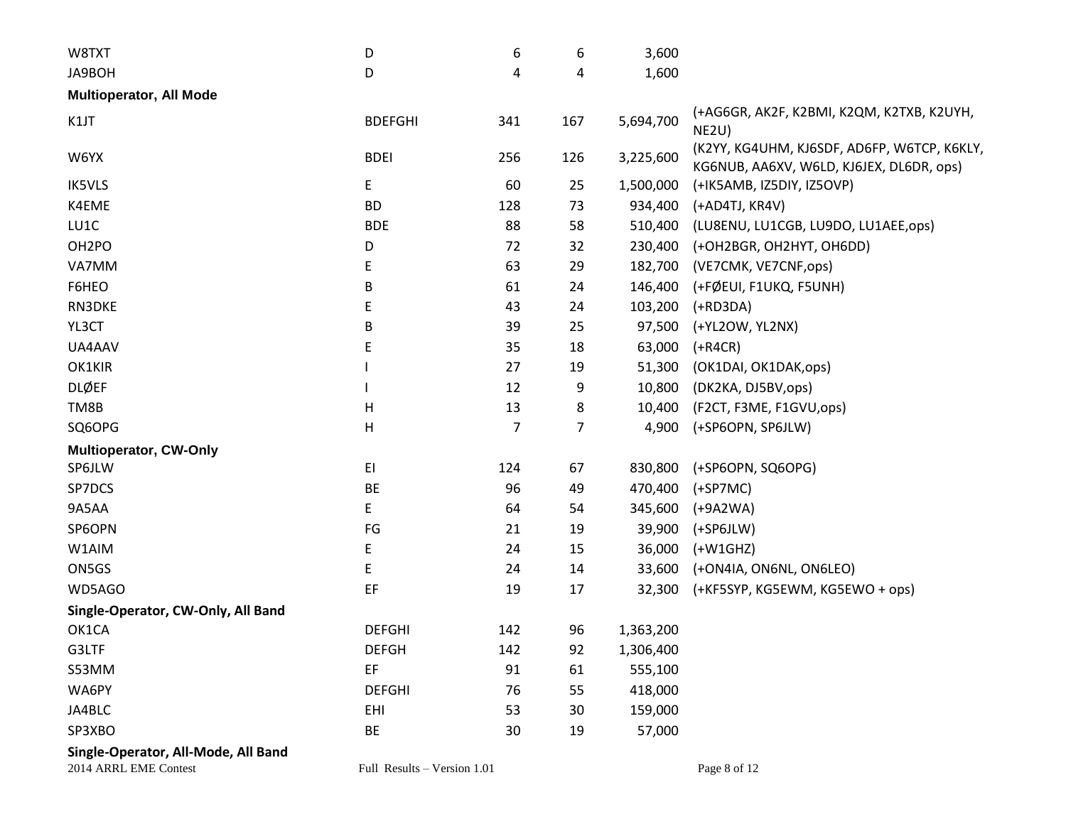| | | | | | |
|---|---|---|---|---|---|
| W8TXT | D | 6 | 6 | 3,600 | |
| JA9BOH | D | 4 | 4 | 1,600 | |

**Multioperator, All Mode**

| | | | | | |
|---|---|---|---|---|---|
| K1JT | BDEFGHI | 341 | 167 | 5,694,700 | (+AG6GR, AK2F, K2BMI, K2QM, K2TXB, K2UYH, NE2U) |
| W6YX | BDEI | 256 | 126 | 3,225,600 | (K2YY, KG4UHM, KJ6SDF, AD6FP, W6TCP, K6KLY, KG6NUB, AA6XV, W6LD, KJ6JEX, DL6DR, ops) |
| IK5VLS | E | 60 | 25 | 1,500,000 | (+IK5AMB, IZ5DIY, IZ5OVP) |
| K4EME | BD | 128 | 73 | 934,400 | (+AD4TJ, KR4V) |
| LU1C | BDE | 88 | 58 | 510,400 | (LU8ENU, LU1CGB, LU9DO, LU1AEE,ops) |
| OH2PO | D | 72 | 32 | 230,400 | (+OH2BGR, OH2HYT, OH6DD) |
| VA7MM | E | 63 | 29 | 182,700 | (VE7CMK, VE7CNF,ops) |
| F6HEO | B | 61 | 24 | 146,400 | (+FØEUI, F1UKQ, F5UNH) |
| RN3DKE | E | 43 | 24 | 103,200 | (+RD3DA) |
| YL3CT | B | 39 | 25 | 97,500 | (+YL2OW, YL2NX) |
| UA4AAV | E | 35 | 18 | 63,000 | (+R4CR) |
| OK1KIR | I | 27 | 19 | 51,300 | (OK1DAI, OK1DAK,ops) |
| DLØEF | I | 12 | 9 | 10,800 | (DK2KA, DJ5BV,ops) |
| TM8B | H | 13 | 8 | 10,400 | (F2CT, F3ME, F1GVU,ops) |
| SQ6OPG | H | 7 | 7 | 4,900 | (+SP6OPN, SP6JLW) |

**Multioperator, CW-Only**

| | | | | | |
|---|---|---|---|---|---|
| SP6JLW | EI | 124 | 67 | 830,800 | (+SP6OPN, SQ6OPG) |
| SP7DCS | BE | 96 | 49 | 470,400 | (+SP7MC) |
| 9A5AA | E | 64 | 54 | 345,600 | (+9A2WA) |
| SP6OPN | FG | 21 | 19 | 39,900 | (+SP6JLW) |
| W1AIM | E | 24 | 15 | 36,000 | (+W1GHZ) |
| ON5GS | E | 24 | 14 | 33,600 | (+ON4IA, ON6NL, ON6LEO) |
| WD5AGO | EF | 19 | 17 | 32,300 | (+KF5SYP, KG5EWM, KG5EWO + ops) |

**Single-Operator, CW-Only, All Band**

| | | | | |
|---|---|---|---|---|
| OK1CA | DEFGHI | 142 | 96 | 1,363,200 |
| G3LTF | DEFGH | 142 | 92 | 1,306,400 |
| S53MM | EF | 91 | 61 | 555,100 |
| WA6PY | DEFGHI | 76 | 55 | 418,000 |
| JA4BLC | EHI | 53 | 30 | 159,000 |
| SP3XBO | BE | 30 | 19 | 57,000 |

**Single-Operator, All-Mode, All Band**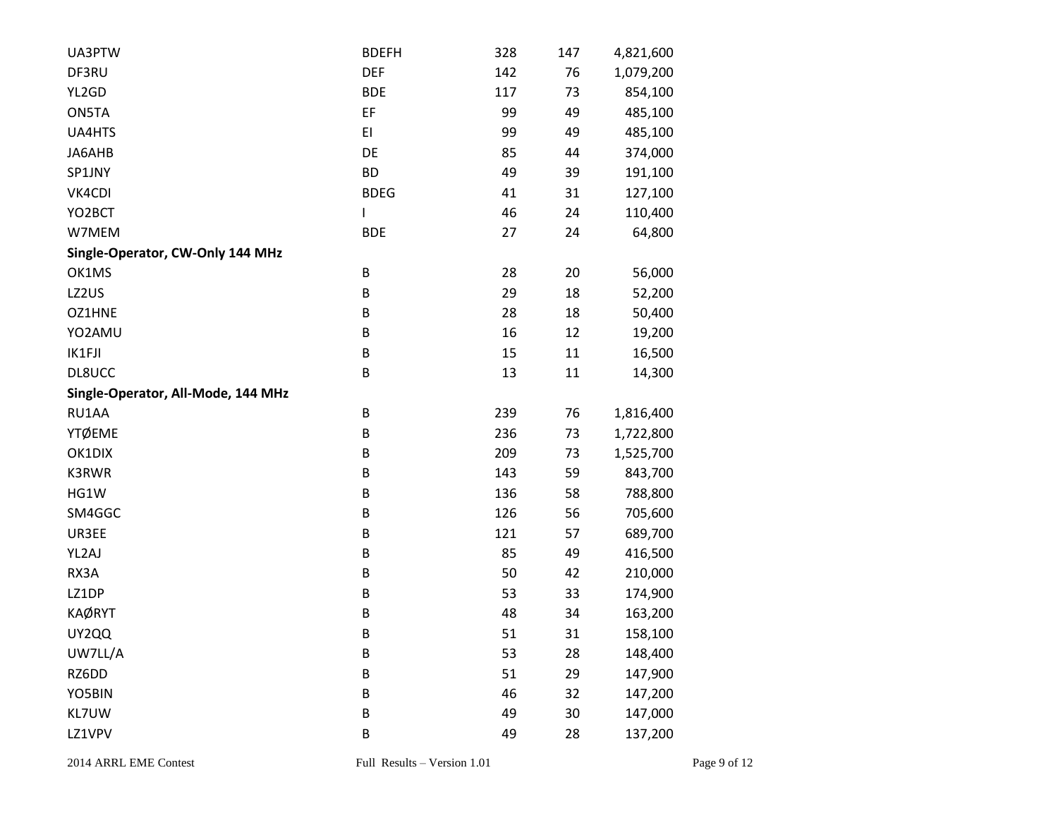| | | | | |
|---|---|---|---|---|
| UA3PTW | BDEFH | 328 | 147 | 4,821,600 |
| DF3RU | DEF | 142 | 76 | 1,079,200 |
| YL2GD | BDE | 117 | 73 | 854,100 |
| ON5TA | EF | 99 | 49 | 485,100 |
| UA4HTS | EI | 99 | 49 | 485,100 |
| JA6AHB | DE | 85 | 44 | 374,000 |
| SP1JNY | BD | 49 | 39 | 191,100 |
| VK4CDI | BDEG | 41 | 31 | 127,100 |
| YO2BCT | I | 46 | 24 | 110,400 |
| W7MEM | BDE | 27 | 24 | 64,800 |
| **Single-Operator, CW-Only 144 MHz** | | | | |
| OK1MS | B | 28 | 20 | 56,000 |
| LZ2US | B | 29 | 18 | 52,200 |
| OZ1HNE | B | 28 | 18 | 50,400 |
| YO2AMU | B | 16 | 12 | 19,200 |
| IK1FJI | B | 15 | 11 | 16,500 |
| DL8UCC | B | 13 | 11 | 14,300 |
| **Single-Operator, All-Mode, 144 MHz** | | | | |
| RU1AA | B | 239 | 76 | 1,816,400 |
| YTØEME | B | 236 | 73 | 1,722,800 |
| OK1DIX | B | 209 | 73 | 1,525,700 |
| K3RWR | B | 143 | 59 | 843,700 |
| HG1W | B | 136 | 58 | 788,800 |
| SM4GGC | B | 126 | 56 | 705,600 |
| UR3EE | B | 121 | 57 | 689,700 |
| YL2AJ | B | 85 | 49 | 416,500 |
| RX3A | B | 50 | 42 | 210,000 |
| LZ1DP | B | 53 | 33 | 174,900 |
| KAØRYT | B | 48 | 34 | 163,200 |
| UY2QQ | B | 51 | 31 | 158,100 |
| UW7LL/A | B | 53 | 28 | 148,400 |
| RZ6DD | B | 51 | 29 | 147,900 |
| YO5BIN | B | 46 | 32 | 147,200 |
| KL7UW | B | 49 | 30 | 147,000 |
| LZ1VPV | B | 49 | 28 | 137,200 |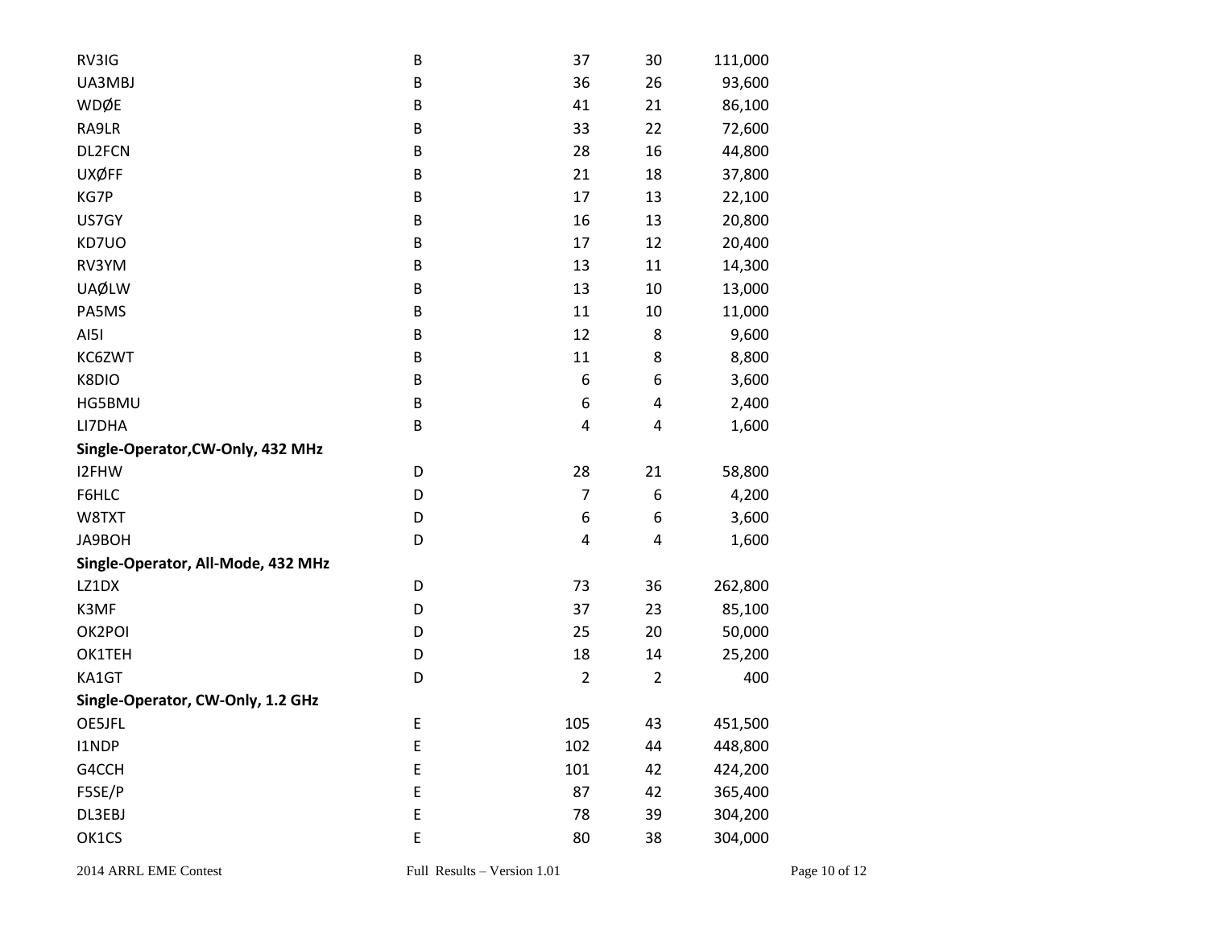| | | | | |
|---|---|---|---|---|
| RV3IG | B | 37 | 30 | 111,000 |
| UA3MBJ | B | 36 | 26 | 93,600 |
| WDØE | B | 41 | 21 | 86,100 |
| RA9LR | B | 33 | 22 | 72,600 |
| DL2FCN | B | 28 | 16 | 44,800 |
| UXØFF | B | 21 | 18 | 37,800 |
| KG7P | B | 17 | 13 | 22,100 |
| US7GY | B | 16 | 13 | 20,800 |
| KD7UO | B | 17 | 12 | 20,400 |
| RV3YM | B | 13 | 11 | 14,300 |
| UAØLW | B | 13 | 10 | 13,000 |
| PA5MS | B | 11 | 10 | 11,000 |
| AI5I | B | 12 | 8 | 9,600 |
| KC6ZWT | B | 11 | 8 | 8,800 |
| K8DIO | B | 6 | 6 | 3,600 |
| HG5BMU | B | 6 | 4 | 2,400 |
| LI7DHA | B | 4 | 4 | 1,600 |
| **Single-Operator,CW-Only, 432 MHz** | | | | |
| I2FHW | D | 28 | 21 | 58,800 |
| F6HLC | D | 7 | 6 | 4,200 |
| W8TXT | D | 6 | 6 | 3,600 |
| JA9BOH | D | 4 | 4 | 1,600 |
| **Single-Operator, All-Mode, 432 MHz** | | | | |
| LZ1DX | D | 73 | 36 | 262,800 |
| K3MF | D | 37 | 23 | 85,100 |
| OK2POI | D | 25 | 20 | 50,000 |
| OK1TEH | D | 18 | 14 | 25,200 |
| KA1GT | D | 2 | 2 | 400 |
| **Single-Operator, CW-Only, 1.2 GHz** | | | | |
| OE5JFL | E | 105 | 43 | 451,500 |
| I1NDP | E | 102 | 44 | 448,800 |
| G4CCH | E | 101 | 42 | 424,200 |
| F5SE/P | E | 87 | 42 | 365,400 |
| DL3EBJ | E | 78 | 39 | 304,200 |
| OK1CS | E | 80 | 38 | 304,000 |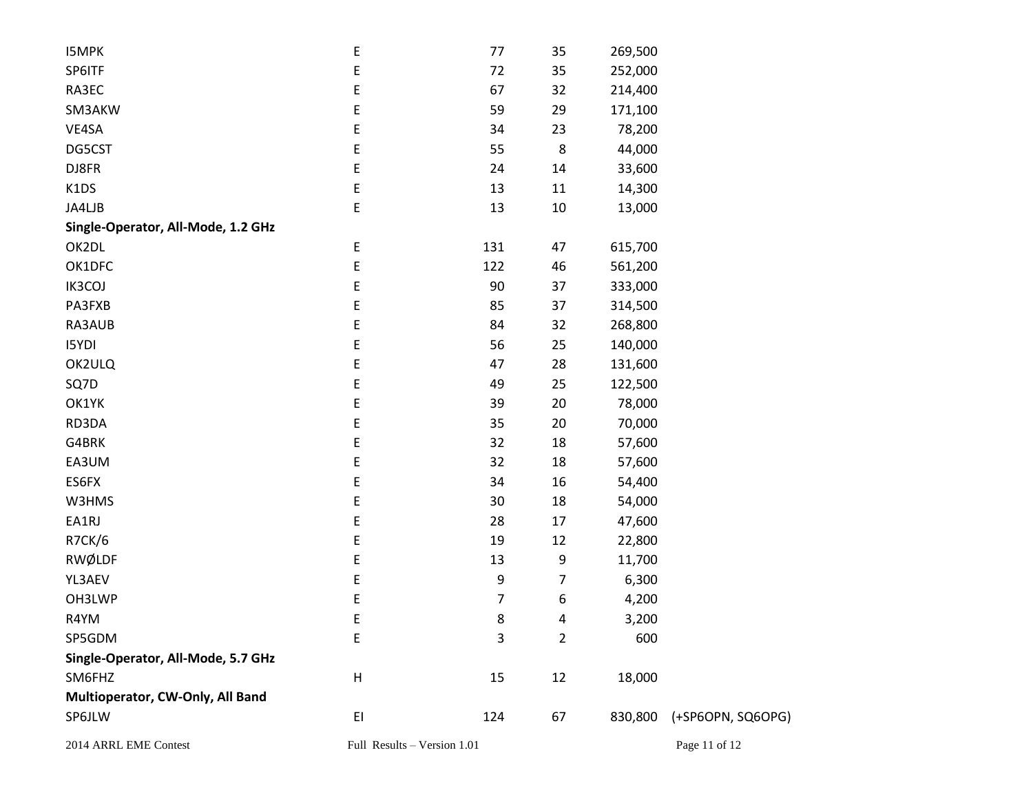| | | | | | |
|---|---|---|---|---|---|
| I5MPK | E | 77 | 35 | 269,500 | |
| SP6ITF | E | 72 | 35 | 252,000 | |
| RA3EC | E | 67 | 32 | 214,400 | |
| SM3AKW | E | 59 | 29 | 171,100 | |
| VE4SA | E | 34 | 23 | 78,200 | |
| DG5CST | E | 55 | 8 | 44,000 | |
| DJ8FR | E | 24 | 14 | 33,600 | |
| K1DS | E | 13 | 11 | 14,300 | |
| JA4LJB | E | 13 | 10 | 13,000 | |
| **Single-Operator, All-Mode, 1.2 GHz** | | | | | |
| OK2DL | E | 131 | 47 | 615,700 | |
| OK1DFC | E | 122 | 46 | 561,200 | |
| IK3COJ | E | 90 | 37 | 333,000 | |
| PA3FXB | E | 85 | 37 | 314,500 | |
| RA3AUB | E | 84 | 32 | 268,800 | |
| I5YDI | E | 56 | 25 | 140,000 | |
| OK2ULQ | E | 47 | 28 | 131,600 | |
| SQ7D | E | 49 | 25 | 122,500 | |
| OK1YK | E | 39 | 20 | 78,000 | |
| RD3DA | E | 35 | 20 | 70,000 | |
| G4BRK | E | 32 | 18 | 57,600 | |
| EA3UM | E | 32 | 18 | 57,600 | |
| ES6FX | E | 34 | 16 | 54,400 | |
| W3HMS | E | 30 | 18 | 54,000 | |
| EA1RJ | E | 28 | 17 | 47,600 | |
| R7CK/6 | E | 19 | 12 | 22,800 | |
| RWØLDF | E | 13 | 9 | 11,700 | |
| YL3AEV | E | 9 | 7 | 6,300 | |
| OH3LWP | E | 7 | 6 | 4,200 | |
| R4YM | E | 8 | 4 | 3,200 | |
| SP5GDM | E | 3 | 2 | 600 | |
| **Single-Operator, All-Mode, 5.7 GHz** | | | | | |
| SM6FHZ | H | 15 | 12 | 18,000 | |
| **Multioperator, CW-Only, All Band** | | | | | |
| SP6JLW | EI | 124 | 67 | 830,800 | (+SP6OPN, SQ6OPG) |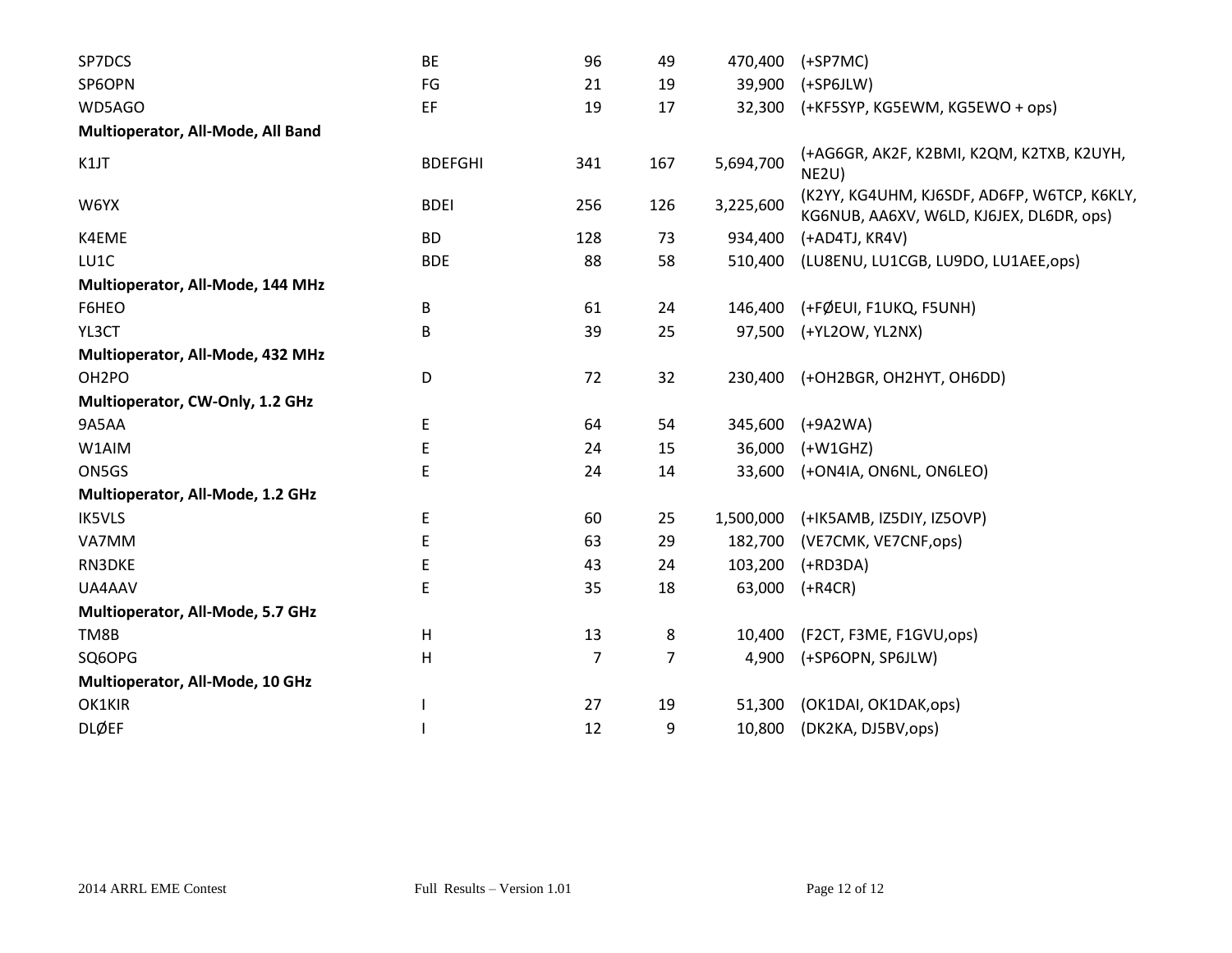| | | | | | |
|---|---|---|---|---|---|
| SP7DCS | BE | 96 | 49 | 470,400 | (+SP7MC) |
| SP6OPN | FG | 21 | 19 | 39,900 | (+SP6JLW) |
| WD5AGO | EF | 19 | 17 | 32,300 | (+KF5SYP, KG5EWM, KG5EWO + ops) |
| **Multioperator, All-Mode, All Band** | | | | | |
| K1JT | BDEFGHI | 341 | 167 | 5,694,700 | (+AG6GR, AK2F, K2BMI, K2QM, K2TXB, K2UYH, NE2U) |
| W6YX | BDEI | 256 | 126 | 3,225,600 | (K2YY, KG4UHM, KJ6SDF, AD6FP, W6TCP, K6KLY, KG6NUB, AA6XV, W6LD, KJ6JEX, DL6DR, ops) |
| K4EME | BD | 128 | 73 | 934,400 | (+AD4TJ, KR4V) |
| LU1C | BDE | 88 | 58 | 510,400 | (LU8ENU, LU1CGB, LU9DO, LU1AEE,ops) |
| **Multioperator, All-Mode, 144 MHz** | | | | | |
| F6HEO | B | 61 | 24 | 146,400 | (+FØEUI, F1UKQ, F5UNH) |
| YL3CT | B | 39 | 25 | 97,500 | (+YL2OW, YL2NX) |
| **Multioperator, All-Mode, 432 MHz** | | | | | |
| OH2PO | D | 72 | 32 | 230,400 | (+OH2BGR, OH2HYT, OH6DD) |
| **Multioperator, CW-Only, 1.2 GHz** | | | | | |
| 9A5AA | E | 64 | 54 | 345,600 | (+9A2WA) |
| W1AIM | E | 24 | 15 | 36,000 | (+W1GHZ) |
| ON5GS | E | 24 | 14 | 33,600 | (+ON4IA, ON6NL, ON6LEO) |
| **Multioperator, All-Mode, 1.2 GHz** | | | | | |
| IK5VLS | E | 60 | 25 | 1,500,000 | (+IK5AMB, IZ5DIY, IZ5OVP) |
| VA7MM | E | 63 | 29 | 182,700 | (VE7CMK, VE7CNF,ops) |
| RN3DKE | E | 43 | 24 | 103,200 | (+RD3DA) |
| UA4AAV | E | 35 | 18 | 63,000 | (+R4CR) |
| **Multioperator, All-Mode, 5.7 GHz** | | | | | |
| TM8B | H | 13 | 8 | 10,400 | (F2CT, F3ME, F1GVU,ops) |
| SQ6OPG | H | 7 | 7 | 4,900 | (+SP6OPN, SP6JLW) |
| **Multioperator, All-Mode, 10 GHz** | | | | | |
| OK1KIR | I | 27 | 19 | 51,300 | (OK1DAI, OK1DAK,ops) |
| DLØEF | I | 12 | 9 | 10,800 | (DK2KA, DJ5BV,ops) |